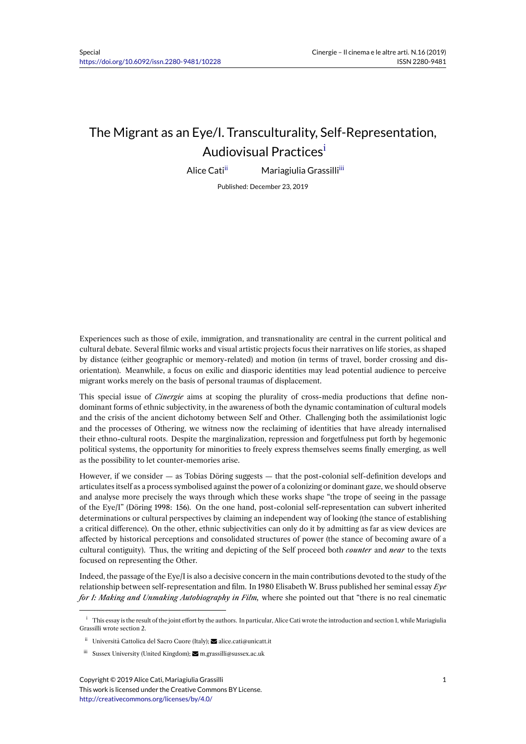# The Migrant as an Eye/I. Transculturality, Self-Representation, Audiovisual Practices[i]

Alice Cati[ii] Mariagiulia Grassilli[iii]

Published: December 23, 2019

Experiences such as those of exile, immigration, and transnationality are central in the current political and cultural debate. Several filmic works and visual artistic projects focus their narratives on life stories, as shaped by distance (either geographic or memory-related) and motion (in terms of travel, border crossing and disorientation). Meanwhile, a focus on exilic and diasporic identities may lead potential audience to perceive migrant works merely on the basis of personal traumas of displacement.

This special issue of *Cinergie* aims at scoping the plurality of cross-media productions that define non-dominant forms of ethnic subjectivity, in the awareness of both the dynamic contamination of cultural models and the crisis of the ancient dichotomy between Self and Other. Challenging both the assimilationist logic and the processes of Othering, we witness now the reclaiming of identities that have already internalised their ethno-cultural roots. Despite the marginalization, repression and forgetfulness put forth by hegemonic political systems, the opportunity for minorities to freely express themselves seems finally emerging, as well as the possibility to let counter-memories arise.

However, if we consider — as Tobias Döring suggests — that the post-colonial self-definition develops and articulates itself as a process symbolised against the power of a colonizing or dominant gaze, we should observe and analyse more precisely the ways through which these works shape "the trope of seeing in the passage of the Eye/I" (Döring 1998: 156). On the one hand, post-colonial self-representation can subvert inherited determinations or cultural perspectives by claiming an independent way of looking (the stance of establishing a critical difference). On the other, ethnic subjectivities can only do it by admitting as far as view devices are affected by historical perceptions and consolidated structures of power (the stance of becoming aware of a cultural contiguity). Thus, the writing and depicting of the Self proceed both *counter* and *near* to the texts focused on representing the Other.

Indeed, the passage of the Eye/I is also a decisive concern in the main contributions devoted to the study of the relationship between self-representation and film. In 1980 Elisabeth W. Bruss published her seminal essay *Eye for I: Making and Unmaking Autobiography in Film,* where she pointed out that "there is no real cinematic

---

[i] This essay is the result of the joint effort by the authors. In particular, Alice Cati wrote the introduction and section 1, while Mariagiulia Grassilli wrote section 2.

[ii] Università Cattolica del Sacro Cuore (Italy); alice.cati@unicatt.it

[iii] Sussex University (United Kingdom); m.grassilli@sussex.ac.uk

Copyright © 2019 Alice Cati, Mariagiulia Grassilli
This work is licensed under the Creative Commons BY License.
http://creativecommons.org/licenses/by/4.0/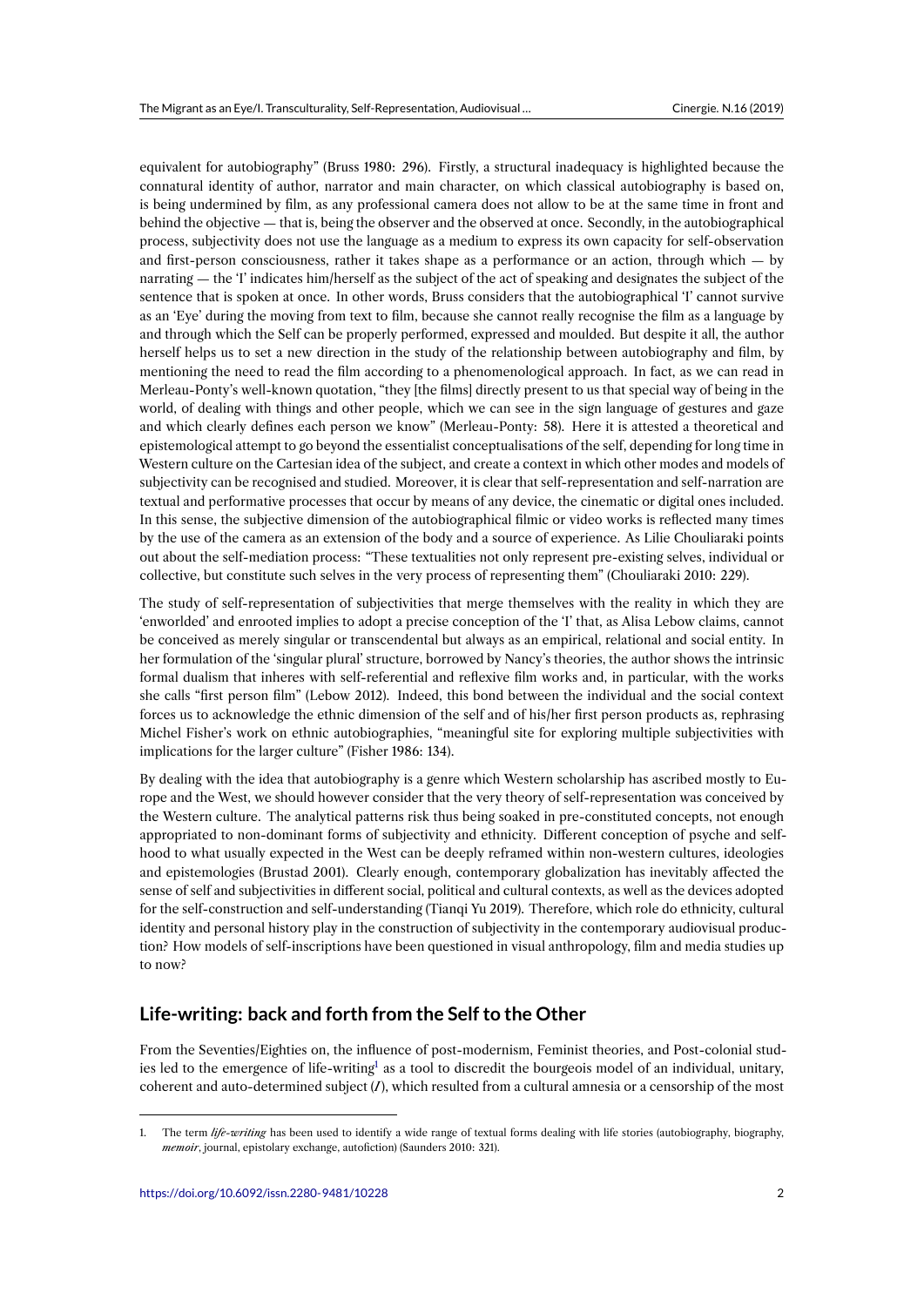equivalent for autobiography" (Bruss 1980: 296). Firstly, a structural inadequacy is highlighted because the connatural identity of author, narrator and main character, on which classical autobiography is based on, is being undermined by film, as any professional camera does not allow to be at the same time in front and behind the objective — that is, being the observer and the observed at once. Secondly, in the autobiographical process, subjectivity does not use the language as a medium to express its own capacity for self-observation and first-person consciousness, rather it takes shape as a performance or an action, through which — by narrating — the 'I' indicates him/herself as the subject of the act of speaking and designates the subject of the sentence that is spoken at once. In other words, Bruss considers that the autobiographical 'I' cannot survive as an 'Eye' during the moving from text to film, because she cannot really recognise the film as a language by and through which the Self can be properly performed, expressed and moulded. But despite it all, the author herself helps us to set a new direction in the study of the relationship between autobiography and film, by mentioning the need to read the film according to a phenomenological approach. In fact, as we can read in Merleau-Ponty's well-known quotation, "they [the films] directly present to us that special way of being in the world, of dealing with things and other people, which we can see in the sign language of gestures and gaze and which clearly defines each person we know" (Merleau-Ponty: 58). Here it is attested a theoretical and epistemological attempt to go beyond the essentialist conceptualisations of the self, depending for long time in Western culture on the Cartesian idea of the subject, and create a context in which other modes and models of subjectivity can be recognised and studied. Moreover, it is clear that self-representation and self-narration are textual and performative processes that occur by means of any device, the cinematic or digital ones included. In this sense, the subjective dimension of the autobiographical filmic or video works is reflected many times by the use of the camera as an extension of the body and a source of experience. As Lilie Chouliaraki points out about the self-mediation process: "These textualities not only represent pre-existing selves, individual or collective, but constitute such selves in the very process of representing them" (Chouliaraki 2010: 229).

The study of self-representation of subjectivities that merge themselves with the reality in which they are 'enworlded' and enrooted implies to adopt a precise conception of the 'I' that, as Alisa Lebow claims, cannot be conceived as merely singular or transcendental but always as an empirical, relational and social entity. In her formulation of the 'singular plural' structure, borrowed by Nancy's theories, the author shows the intrinsic formal dualism that inheres with self-referential and reflexive film works and, in particular, with the works she calls "first person film" (Lebow 2012). Indeed, this bond between the individual and the social context forces us to acknowledge the ethnic dimension of the self and of his/her first person products as, rephrasing Michel Fisher's work on ethnic autobiographies, "meaningful site for exploring multiple subjectivities with implications for the larger culture" (Fisher 1986: 134).

By dealing with the idea that autobiography is a genre which Western scholarship has ascribed mostly to Europe and the West, we should however consider that the very theory of self-representation was conceived by the Western culture. The analytical patterns risk thus being soaked in pre-constituted concepts, not enough appropriated to non-dominant forms of subjectivity and ethnicity. Different conception of psyche and selfhood to what usually expected in the West can be deeply reframed within non-western cultures, ideologies and epistemologies (Brustad 2001). Clearly enough, contemporary globalization has inevitably affected the sense of self and subjectivities in different social, political and cultural contexts, as well as the devices adopted for the self-construction and self-understanding (Tianqi Yu 2019). Therefore, which role do ethnicity, cultural identity and personal history play in the construction of subjectivity in the contemporary audiovisual production? How models of self-inscriptions have been questioned in visual anthropology, film and media studies up to now?

## Life-writing: back and forth from the Self to the Other

From the Seventies/Eighties on, the influence of post-modernism, Feminist theories, and Post-colonial studies led to the emergence of life-writing[1] as a tool to discredit the bourgeois model of an individual, unitary, coherent and auto-determined subject (*I*), which resulted from a cultural amnesia or a censorship of the most

---

1. The term *life-writing* has been used to identify a wide range of textual forms dealing with life stories (autobiography, biography, *memoir*, journal, epistolary exchange, autofiction) (Saunders 2010: 321).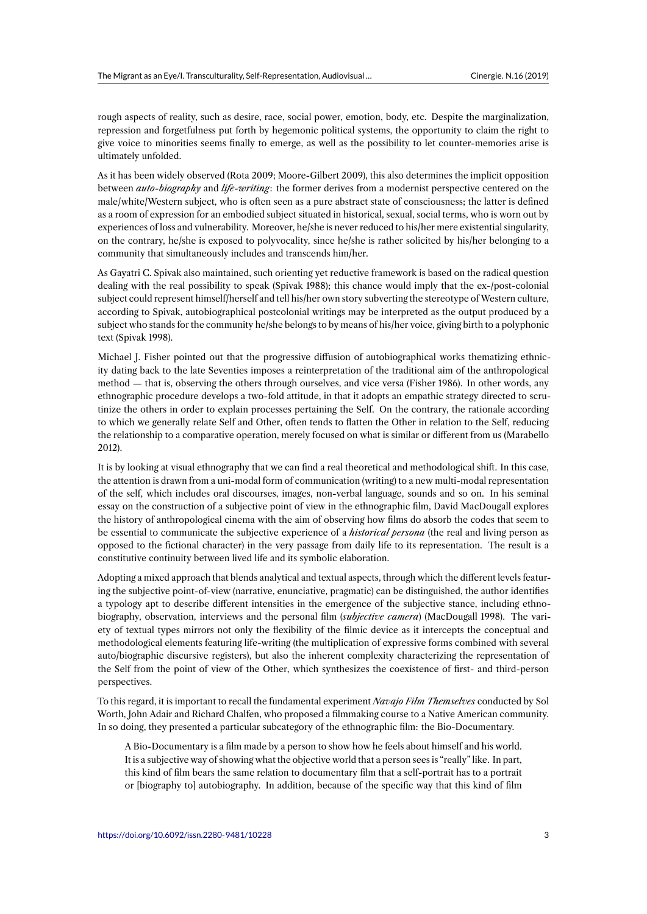rough aspects of reality, such as desire, race, social power, emotion, body, etc. Despite the marginalization, repression and forgetfulness put forth by hegemonic political systems, the opportunity to claim the right to give voice to minorities seems finally to emerge, as well as the possibility to let counter-memories arise is ultimately unfolded.

As it has been widely observed (Rota 2009; Moore-Gilbert 2009), this also determines the implicit opposition between ***auto-biography*** and ***life-writing***: the former derives from a modernist perspective centered on the male/white/Western subject, who is often seen as a pure abstract state of consciousness; the latter is defined as a room of expression for an embodied subject situated in historical, sexual, social terms, who is worn out by experiences of loss and vulnerability. Moreover, he/she is never reduced to his/her mere existential singularity, on the contrary, he/she is exposed to polyvocality, since he/she is rather solicited by his/her belonging to a community that simultaneously includes and transcends him/her.

As Gayatri C. Spivak also maintained, such orienting yet reductive framework is based on the radical question dealing with the real possibility to speak (Spivak 1988); this chance would imply that the ex-/post-colonial subject could represent himself/herself and tell his/her own story subverting the stereotype of Western culture, according to Spivak, autobiographical postcolonial writings may be interpreted as the output produced by a subject who stands for the community he/she belongs to by means of his/her voice, giving birth to a polyphonic text (Spivak 1998).

Michael J. Fisher pointed out that the progressive diffusion of autobiographical works thematizing ethnicity dating back to the late Seventies imposes a reinterpretation of the traditional aim of the anthropological method — that is, observing the others through ourselves, and vice versa (Fisher 1986). In other words, any ethnographic procedure develops a two-fold attitude, in that it adopts an empathic strategy directed to scrutinize the others in order to explain processes pertaining the Self. On the contrary, the rationale according to which we generally relate Self and Other, often tends to flatten the Other in relation to the Self, reducing the relationship to a comparative operation, merely focused on what is similar or different from us (Marabello 2012).

It is by looking at visual ethnography that we can find a real theoretical and methodological shift. In this case, the attention is drawn from a uni-modal form of communication (writing) to a new multi-modal representation of the self, which includes oral discourses, images, non-verbal language, sounds and so on. In his seminal essay on the construction of a subjective point of view in the ethnographic film, David MacDougall explores the history of anthropological cinema with the aim of observing how films do absorb the codes that seem to be essential to communicate the subjective experience of a ***historical persona*** (the real and living person as opposed to the fictional character) in the very passage from daily life to its representation. The result is a constitutive continuity between lived life and its symbolic elaboration.

Adopting a mixed approach that blends analytical and textual aspects, through which the different levels featuring the subjective point-of-view (narrative, enunciative, pragmatic) can be distinguished, the author identifies a typology apt to describe different intensities in the emergence of the subjective stance, including ethnobiography, observation, interviews and the personal film (*subjective camera*) (MacDougall 1998). The variety of textual types mirrors not only the flexibility of the filmic device as it intercepts the conceptual and methodological elements featuring life-writing (the multiplication of expressive forms combined with several auto/biographic discursive registers), but also the inherent complexity characterizing the representation of the Self from the point of view of the Other, which synthesizes the coexistence of first- and third-person perspectives.

To this regard, it is important to recall the fundamental experiment *Navajo Film Themselves* conducted by Sol Worth, John Adair and Richard Chalfen, who proposed a filmmaking course to a Native American community. In so doing, they presented a particular subcategory of the ethnographic film: the Bio-Documentary.

> A Bio-Documentary is a film made by a person to show how he feels about himself and his world. It is a subjective way of showing what the objective world that a person sees is "really" like. In part, this kind of film bears the same relation to documentary film that a self-portrait has to a portrait or [biography to] autobiography. In addition, because of the specific way that this kind of film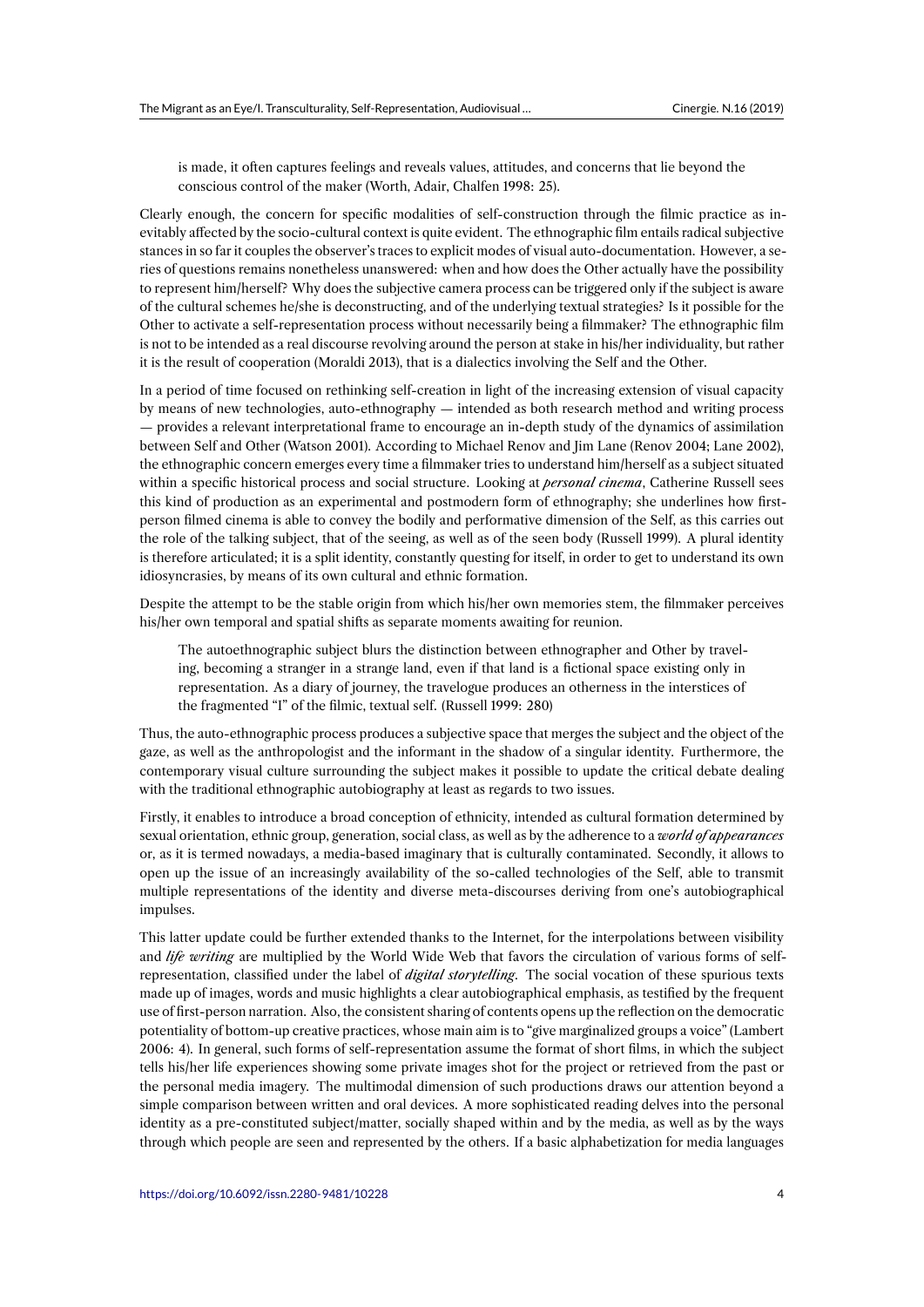> is made, it often captures feelings and reveals values, attitudes, and concerns that lie beyond the conscious control of the maker (Worth, Adair, Chalfen 1998: 25).

Clearly enough, the concern for specific modalities of self-construction through the filmic practice as inevitably affected by the socio-cultural context is quite evident. The ethnographic film entails radical subjective stances in so far it couples the observer's traces to explicit modes of visual auto-documentation. However, a series of questions remains nonetheless unanswered: when and how does the Other actually have the possibility to represent him/herself? Why does the subjective camera process can be triggered only if the subject is aware of the cultural schemes he/she is deconstructing, and of the underlying textual strategies? Is it possible for the Other to activate a self-representation process without necessarily being a filmmaker? The ethnographic film is not to be intended as a real discourse revolving around the person at stake in his/her individuality, but rather it is the result of cooperation (Moraldi 2013), that is a dialectics involving the Self and the Other.

In a period of time focused on rethinking self-creation in light of the increasing extension of visual capacity by means of new technologies, auto-ethnography — intended as both research method and writing process — provides a relevant interpretational frame to encourage an in-depth study of the dynamics of assimilation between Self and Other (Watson 2001). According to Michael Renov and Jim Lane (Renov 2004; Lane 2002), the ethnographic concern emerges every time a filmmaker tries to understand him/herself as a subject situated within a specific historical process and social structure. Looking at *personal cinema*, Catherine Russell sees this kind of production as an experimental and postmodern form of ethnography; she underlines how first-person filmed cinema is able to convey the bodily and performative dimension of the Self, as this carries out the role of the talking subject, that of the seeing, as well as of the seen body (Russell 1999). A plural identity is therefore articulated; it is a split identity, constantly questing for itself, in order to get to understand its own idiosyncrasies, by means of its own cultural and ethnic formation.

Despite the attempt to be the stable origin from which his/her own memories stem, the filmmaker perceives his/her own temporal and spatial shifts as separate moments awaiting for reunion.

> The autoethnographic subject blurs the distinction between ethnographer and Other by traveling, becoming a stranger in a strange land, even if that land is a fictional space existing only in representation. As a diary of journey, the travelogue produces an otherness in the interstices of the fragmented "I" of the filmic, textual self. (Russell 1999: 280)

Thus, the auto-ethnographic process produces a subjective space that merges the subject and the object of the gaze, as well as the anthropologist and the informant in the shadow of a singular identity. Furthermore, the contemporary visual culture surrounding the subject makes it possible to update the critical debate dealing with the traditional ethnographic autobiography at least as regards to two issues.

Firstly, it enables to introduce a broad conception of ethnicity, intended as cultural formation determined by sexual orientation, ethnic group, generation, social class, as well as by the adherence to a *world of appearances* or, as it is termed nowadays, a media-based imaginary that is culturally contaminated. Secondly, it allows to open up the issue of an increasingly availability of the so-called technologies of the Self, able to transmit multiple representations of the identity and diverse meta-discourses deriving from one's autobiographical impulses.

This latter update could be further extended thanks to the Internet, for the interpolations between visibility and *life writing* are multiplied by the World Wide Web that favors the circulation of various forms of self-representation, classified under the label of *digital storytelling*. The social vocation of these spurious texts made up of images, words and music highlights a clear autobiographical emphasis, as testified by the frequent use of first-person narration. Also, the consistent sharing of contents opens up the reflection on the democratic potentiality of bottom-up creative practices, whose main aim is to "give marginalized groups a voice" (Lambert 2006: 4). In general, such forms of self-representation assume the format of short films, in which the subject tells his/her life experiences showing some private images shot for the project or retrieved from the past or the personal media imagery. The multimodal dimension of such productions draws our attention beyond a simple comparison between written and oral devices. A more sophisticated reading delves into the personal identity as a pre-constituted subject/matter, socially shaped within and by the media, as well as by the ways through which people are seen and represented by the others. If a basic alphabetization for media languages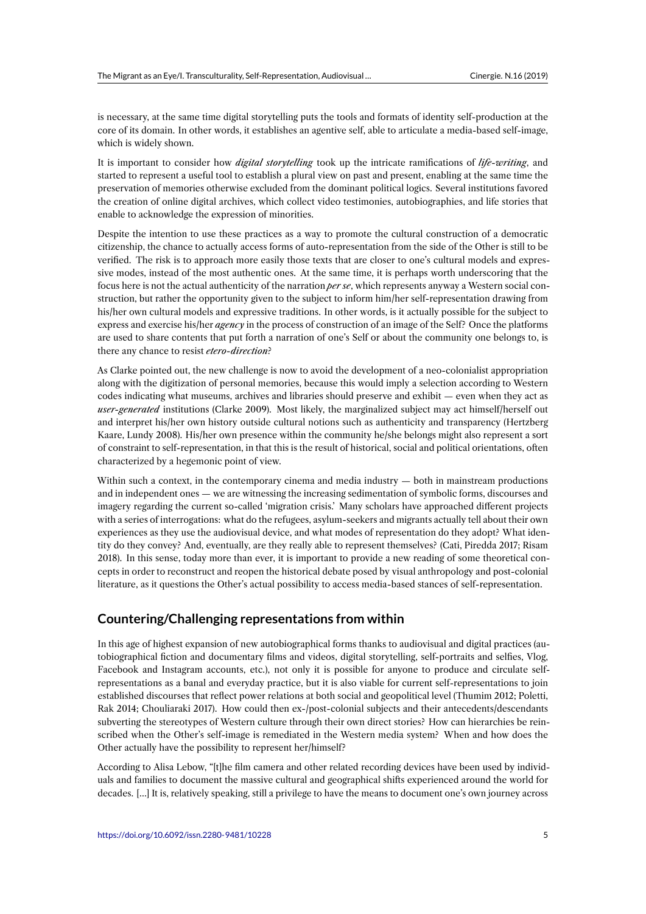is necessary, at the same time digital storytelling puts the tools and formats of identity self-production at the core of its domain. In other words, it establishes an agentive self, able to articulate a media-based self-image, which is widely shown.

It is important to consider how *digital storytelling* took up the intricate ramifications of *life-writing*, and started to represent a useful tool to establish a plural view on past and present, enabling at the same time the preservation of memories otherwise excluded from the dominant political logics. Several institutions favored the creation of online digital archives, which collect video testimonies, autobiographies, and life stories that enable to acknowledge the expression of minorities.

Despite the intention to use these practices as a way to promote the cultural construction of a democratic citizenship, the chance to actually access forms of auto-representation from the side of the Other is still to be verified. The risk is to approach more easily those texts that are closer to one's cultural models and expressive modes, instead of the most authentic ones. At the same time, it is perhaps worth underscoring that the focus here is not the actual authenticity of the narration *per se*, which represents anyway a Western social construction, but rather the opportunity given to the subject to inform him/her self-representation drawing from his/her own cultural models and expressive traditions. In other words, is it actually possible for the subject to express and exercise his/her *agency* in the process of construction of an image of the Self? Once the platforms are used to share contents that put forth a narration of one's Self or about the community one belongs to, is there any chance to resist *etero-direction*?

As Clarke pointed out, the new challenge is now to avoid the development of a neo-colonialist appropriation along with the digitization of personal memories, because this would imply a selection according to Western codes indicating what museums, archives and libraries should preserve and exhibit — even when they act as *user-generated* institutions (Clarke 2009). Most likely, the marginalized subject may act himself/herself out and interpret his/her own history outside cultural notions such as authenticity and transparency (Hertzberg Kaare, Lundy 2008). His/her own presence within the community he/she belongs might also represent a sort of constraint to self-representation, in that this is the result of historical, social and political orientations, often characterized by a hegemonic point of view.

Within such a context, in the contemporary cinema and media industry — both in mainstream productions and in independent ones — we are witnessing the increasing sedimentation of symbolic forms, discourses and imagery regarding the current so-called 'migration crisis.' Many scholars have approached different projects with a series of interrogations: what do the refugees, asylum-seekers and migrants actually tell about their own experiences as they use the audiovisual device, and what modes of representation do they adopt? What identity do they convey? And, eventually, are they really able to represent themselves? (Cati, Piredda 2017; Risam 2018). In this sense, today more than ever, it is important to provide a new reading of some theoretical concepts in order to reconstruct and reopen the historical debate posed by visual anthropology and post-colonial literature, as it questions the Other's actual possibility to access media-based stances of self-representation.

## Countering/Challenging representations from within

In this age of highest expansion of new autobiographical forms thanks to audiovisual and digital practices (autobiographical fiction and documentary films and videos, digital storytelling, self-portraits and selfies, Vlog, Facebook and Instagram accounts, etc.), not only it is possible for anyone to produce and circulate self-representations as a banal and everyday practice, but it is also viable for current self-representations to join established discourses that reflect power relations at both social and geopolitical level (Thumim 2012; Poletti, Rak 2014; Chouliaraki 2017). How could then ex-/post-colonial subjects and their antecedents/descendants subverting the stereotypes of Western culture through their own direct stories? How can hierarchies be reinscribed when the Other's self-image is remediated in the Western media system? When and how does the Other actually have the possibility to represent her/himself?

According to Alisa Lebow, "[t]he film camera and other related recording devices have been used by individuals and families to document the massive cultural and geographical shifts experienced around the world for decades. [...] It is, relatively speaking, still a privilege to have the means to document one's own journey across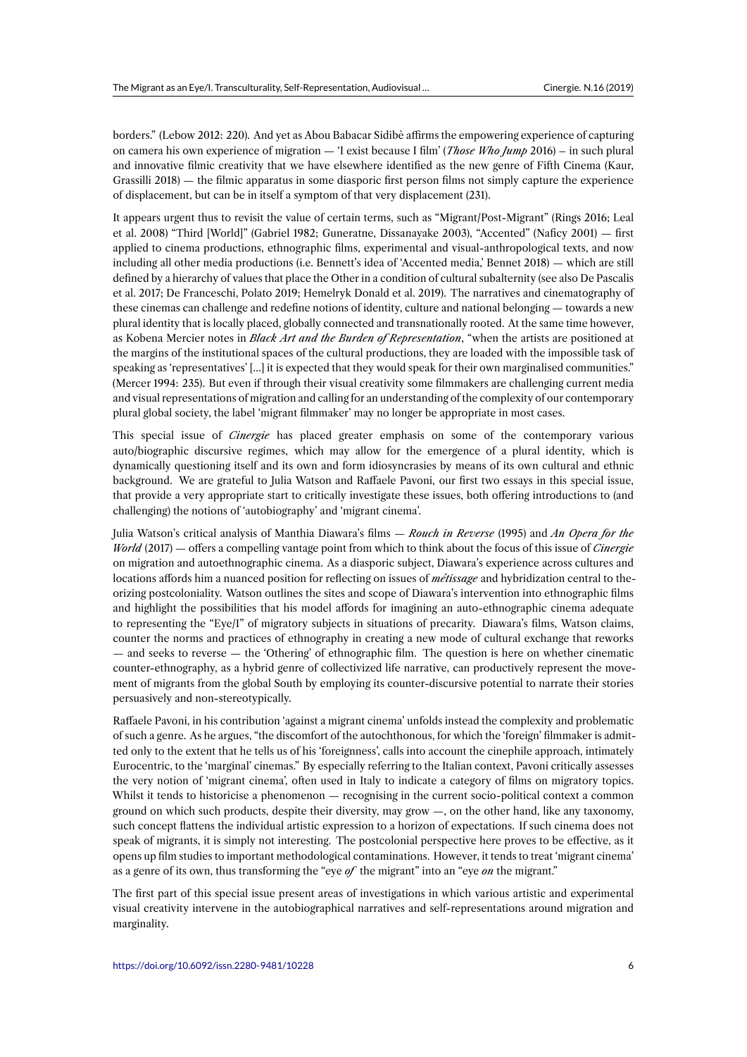borders." (Lebow 2012: 220). And yet as Abou Babacar Sidibè affirms the empowering experience of capturing on camera his own experience of migration — 'I exist because I film' (*Those Who Jump* 2016) – in such plural and innovative filmic creativity that we have elsewhere identified as the new genre of Fifth Cinema (Kaur, Grassilli 2018) — the filmic apparatus in some diasporic first person films not simply capture the experience of displacement, but can be in itself a symptom of that very displacement (231).

It appears urgent thus to revisit the value of certain terms, such as "Migrant/Post-Migrant" (Rings 2016; Leal et al. 2008) "Third [World]" (Gabriel 1982; Guneratne, Dissanayake 2003), "Accented" (Naficy 2001) — first applied to cinema productions, ethnographic films, experimental and visual-anthropological texts, and now including all other media productions (i.e. Bennett's idea of 'Accented media,' Bennet 2018) — which are still defined by a hierarchy of values that place the Other in a condition of cultural subalternity (see also De Pascalis et al. 2017; De Franceschi, Polato 2019; Hemelryk Donald et al. 2019). The narratives and cinematography of these cinemas can challenge and redefine notions of identity, culture and national belonging — towards a new plural identity that is locally placed, globally connected and transnationally rooted. At the same time however, as Kobena Mercier notes in *Black Art and the Burden of Representation*, "when the artists are positioned at the margins of the institutional spaces of the cultural productions, they are loaded with the impossible task of speaking as 'representatives' [...] it is expected that they would speak for their own marginalised communities." (Mercer 1994: 235). But even if through their visual creativity some filmmakers are challenging current media and visual representations of migration and calling for an understanding of the complexity of our contemporary plural global society, the label 'migrant filmmaker' may no longer be appropriate in most cases.

This special issue of *Cinergie* has placed greater emphasis on some of the contemporary various auto/biographic discursive regimes, which may allow for the emergence of a plural identity, which is dynamically questioning itself and its own and form idiosyncrasies by means of its own cultural and ethnic background. We are grateful to Julia Watson and Raffaele Pavoni, our first two essays in this special issue, that provide a very appropriate start to critically investigate these issues, both offering introductions to (and challenging) the notions of 'autobiography' and 'migrant cinema'.

Julia Watson's critical analysis of Manthia Diawara's films — *Rouch in Reverse* (1995) and *An Opera for the World* (2017) — offers a compelling vantage point from which to think about the focus of this issue of *Cinergie* on migration and autoethnographic cinema. As a diasporic subject, Diawara's experience across cultures and locations affords him a nuanced position for reflecting on issues of *métissage* and hybridization central to theorizing postcoloniality. Watson outlines the sites and scope of Diawara's intervention into ethnographic films and highlight the possibilities that his model affords for imagining an auto-ethnographic cinema adequate to representing the "Eye/I" of migratory subjects in situations of precarity. Diawara's films, Watson claims, counter the norms and practices of ethnography in creating a new mode of cultural exchange that reworks — and seeks to reverse — the 'Othering' of ethnographic film. The question is here on whether cinematic counter-ethnography, as a hybrid genre of collectivized life narrative, can productively represent the movement of migrants from the global South by employing its counter-discursive potential to narrate their stories persuasively and non-stereotypically.

Raffaele Pavoni, in his contribution 'against a migrant cinema' unfolds instead the complexity and problematic of such a genre. As he argues, "the discomfort of the autochthonous, for which the 'foreign' filmmaker is admitted only to the extent that he tells us of his 'foreignness', calls into account the cinephile approach, intimately Eurocentric, to the 'marginal' cinemas." By especially referring to the Italian context, Pavoni critically assesses the very notion of 'migrant cinema', often used in Italy to indicate a category of films on migratory topics. Whilst it tends to historicise a phenomenon — recognising in the current socio-political context a common ground on which such products, despite their diversity, may grow —, on the other hand, like any taxonomy, such concept flattens the individual artistic expression to a horizon of expectations. If such cinema does not speak of migrants, it is simply not interesting. The postcolonial perspective here proves to be effective, as it opens up film studies to important methodological contaminations. However, it tends to treat 'migrant cinema' as a genre of its own, thus transforming the "eye *of* the migrant" into an "eye *on* the migrant."

The first part of this special issue present areas of investigations in which various artistic and experimental visual creativity intervene in the autobiographical narratives and self-representations around migration and marginality.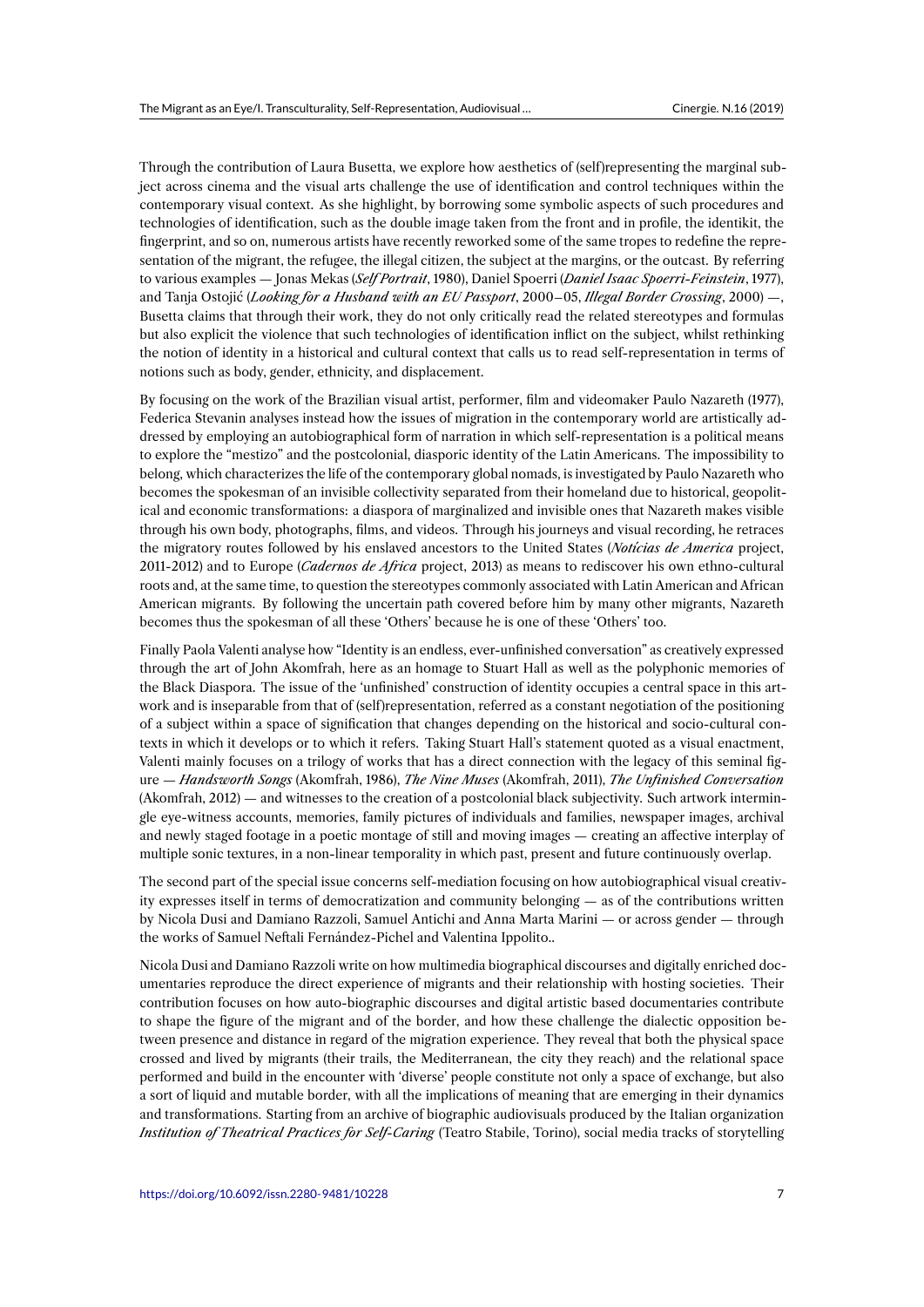Through the contribution of Laura Busetta, we explore how aesthetics of (self)representing the marginal subject across cinema and the visual arts challenge the use of identification and control techniques within the contemporary visual context. As she highlight, by borrowing some symbolic aspects of such procedures and technologies of identification, such as the double image taken from the front and in profile, the identikit, the fingerprint, and so on, numerous artists have recently reworked some of the same tropes to redefine the representation of the migrant, the refugee, the illegal citizen, the subject at the margins, or the outcast. By referring to various examples — Jonas Mekas (*Self Portrait*, 1980), Daniel Spoerri (*Daniel Isaac Spoerri-Feinstein*, 1977), and Tanja Ostojić (*Looking for a Husband with an EU Passport*, 2000–05, *Illegal Border Crossing*, 2000) —, Busetta claims that through their work, they do not only critically read the related stereotypes and formulas but also explicit the violence that such technologies of identification inflict on the subject, whilst rethinking the notion of identity in a historical and cultural context that calls us to read self-representation in terms of notions such as body, gender, ethnicity, and displacement.

By focusing on the work of the Brazilian visual artist, performer, film and videomaker Paulo Nazareth (1977), Federica Stevanin analyses instead how the issues of migration in the contemporary world are artistically addressed by employing an autobiographical form of narration in which self-representation is a political means to explore the "mestizo" and the postcolonial, diasporic identity of the Latin Americans. The impossibility to belong, which characterizes the life of the contemporary global nomads, is investigated by Paulo Nazareth who becomes the spokesman of an invisible collectivity separated from their homeland due to historical, geopolitical and economic transformations: a diaspora of marginalized and invisible ones that Nazareth makes visible through his own body, photographs, films, and videos. Through his journeys and visual recording, he retraces the migratory routes followed by his enslaved ancestors to the United States (*Notícias de America* project, 2011-2012) and to Europe (*Cadernos de Africa* project, 2013) as means to rediscover his own ethno-cultural roots and, at the same time, to question the stereotypes commonly associated with Latin American and African American migrants. By following the uncertain path covered before him by many other migrants, Nazareth becomes thus the spokesman of all these 'Others' because he is one of these 'Others' too.

Finally Paola Valenti analyse how "Identity is an endless, ever-unfinished conversation" as creatively expressed through the art of John Akomfrah, here as an homage to Stuart Hall as well as the polyphonic memories of the Black Diaspora. The issue of the 'unfinished' construction of identity occupies a central space in this artwork and is inseparable from that of (self)representation, referred as a constant negotiation of the positioning of a subject within a space of signification that changes depending on the historical and socio-cultural contexts in which it develops or to which it refers. Taking Stuart Hall's statement quoted as a visual enactment, Valenti mainly focuses on a trilogy of works that has a direct connection with the legacy of this seminal figure — *Handsworth Songs* (Akomfrah, 1986), *The Nine Muses* (Akomfrah, 2011), *The Unfinished Conversation* (Akomfrah, 2012) — and witnesses to the creation of a postcolonial black subjectivity. Such artwork intermingle eye-witness accounts, memories, family pictures of individuals and families, newspaper images, archival and newly staged footage in a poetic montage of still and moving images — creating an affective interplay of multiple sonic textures, in a non-linear temporality in which past, present and future continuously overlap.

The second part of the special issue concerns self-mediation focusing on how autobiographical visual creativity expresses itself in terms of democratization and community belonging — as of the contributions written by Nicola Dusi and Damiano Razzoli, Samuel Antichi and Anna Marta Marini — or across gender — through the works of Samuel Neftali Fernández-Pichel and Valentina Ippolito..

Nicola Dusi and Damiano Razzoli write on how multimedia biographical discourses and digitally enriched documentaries reproduce the direct experience of migrants and their relationship with hosting societies. Their contribution focuses on how auto-biographic discourses and digital artistic based documentaries contribute to shape the figure of the migrant and of the border, and how these challenge the dialectic opposition between presence and distance in regard of the migration experience. They reveal that both the physical space crossed and lived by migrants (their trails, the Mediterranean, the city they reach) and the relational space performed and build in the encounter with 'diverse' people constitute not only a space of exchange, but also a sort of liquid and mutable border, with all the implications of meaning that are emerging in their dynamics and transformations. Starting from an archive of biographic audiovisuals produced by the Italian organization *Institution of Theatrical Practices for Self-Caring* (Teatro Stabile, Torino), social media tracks of storytelling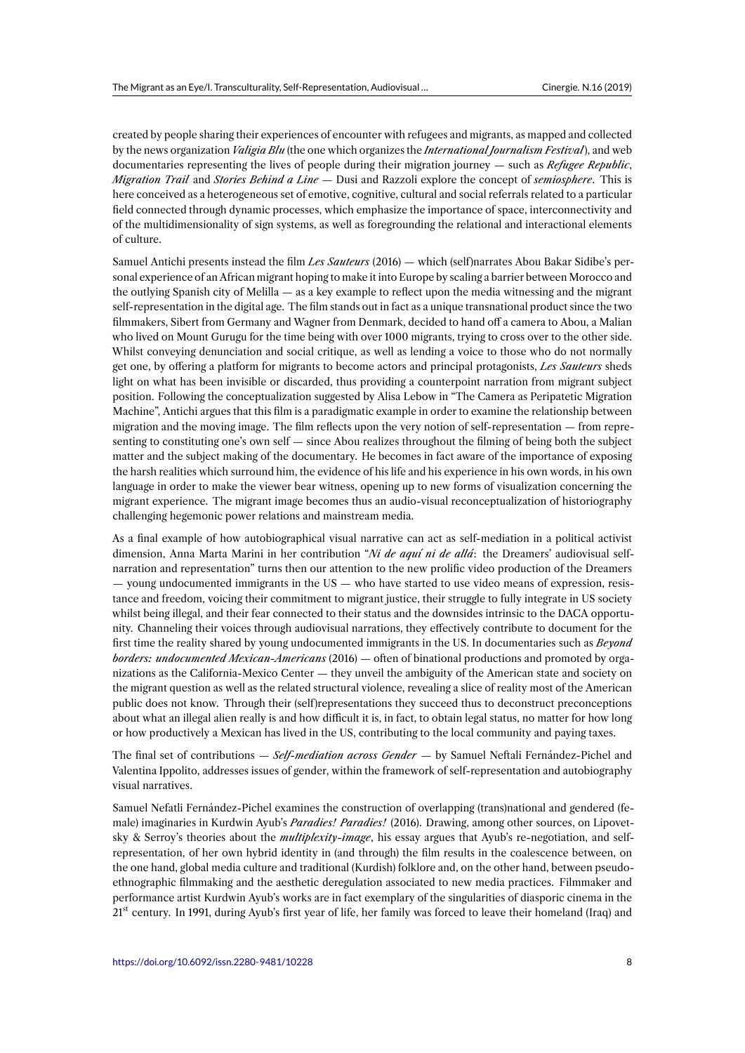created by people sharing their experiences of encounter with refugees and migrants, as mapped and collected by the news organization *Valigia Blu* (the one which organizes the *International Journalism Festival*), and web documentaries representing the lives of people during their migration journey — such as *Refugee Republic*, *Migration Trail* and *Stories Behind a Line* — Dusi and Razzoli explore the concept of *semiosphere*. This is here conceived as a heterogeneous set of emotive, cognitive, cultural and social referrals related to a particular field connected through dynamic processes, which emphasize the importance of space, interconnectivity and of the multidimensionality of sign systems, as well as foregrounding the relational and interactional elements of culture.

Samuel Antichi presents instead the film *Les Sauteurs* (2016) — which (self)narrates Abou Bakar Sidibe's personal experience of an African migrant hoping to make it into Europe by scaling a barrier between Morocco and the outlying Spanish city of Melilla — as a key example to reflect upon the media witnessing and the migrant self-representation in the digital age. The film stands out in fact as a unique transnational product since the two filmmakers, Sibert from Germany and Wagner from Denmark, decided to hand off a camera to Abou, a Malian who lived on Mount Gurugu for the time being with over 1000 migrants, trying to cross over to the other side. Whilst conveying denunciation and social critique, as well as lending a voice to those who do not normally get one, by offering a platform for migrants to become actors and principal protagonists, *Les Sauteurs* sheds light on what has been invisible or discarded, thus providing a counterpoint narration from migrant subject position. Following the conceptualization suggested by Alisa Lebow in "The Camera as Peripatetic Migration Machine", Antichi argues that this film is a paradigmatic example in order to examine the relationship between migration and the moving image. The film reflects upon the very notion of self-representation — from representing to constituting one's own self — since Abou realizes throughout the filming of being both the subject matter and the subject making of the documentary. He becomes in fact aware of the importance of exposing the harsh realities which surround him, the evidence of his life and his experience in his own words, in his own language in order to make the viewer bear witness, opening up to new forms of visualization concerning the migrant experience. The migrant image becomes thus an audio-visual reconceptualization of historiography challenging hegemonic power relations and mainstream media.

As a final example of how autobiographical visual narrative can act as self-mediation in a political activist dimension, Anna Marta Marini in her contribution "*Ni de aquí ni de allá*: the Dreamers' audiovisual self-narration and representation" turns then our attention to the new prolific video production of the Dreamers — young undocumented immigrants in the US — who have started to use video means of expression, resistance and freedom, voicing their commitment to migrant justice, their struggle to fully integrate in US society whilst being illegal, and their fear connected to their status and the downsides intrinsic to the DACA opportunity. Channeling their voices through audiovisual narrations, they effectively contribute to document for the first time the reality shared by young undocumented immigrants in the US. In documentaries such as *Beyond borders: undocumented Mexican-Americans* (2016) — often of binational productions and promoted by organizations as the California-Mexico Center — they unveil the ambiguity of the American state and society on the migrant question as well as the related structural violence, revealing a slice of reality most of the American public does not know. Through their (self)representations they succeed thus to deconstruct preconceptions about what an illegal alien really is and how difficult it is, in fact, to obtain legal status, no matter for how long or how productively a Mexican has lived in the US, contributing to the local community and paying taxes.

The final set of contributions — *Self-mediation across Gender* — by Samuel Neftali Fernández-Pichel and Valentina Ippolito, addresses issues of gender, within the framework of self-representation and autobiography visual narratives.

Samuel Nefatli Fernández-Pichel examines the construction of overlapping (trans)national and gendered (female) imaginaries in Kurdwin Ayub's *Paradies! Paradies!* (2016). Drawing, among other sources, on Lipovetsky & Serroy's theories about the *multiplexity-image*, his essay argues that Ayub's re-negotiation, and self-representation, of her own hybrid identity in (and through) the film results in the coalescence between, on the one hand, global media culture and traditional (Kurdish) folklore and, on the other hand, between pseudo-ethnographic filmmaking and the aesthetic deregulation associated to new media practices. Filmmaker and performance artist Kurdwin Ayub's works are in fact exemplary of the singularities of diasporic cinema in the 21st century. In 1991, during Ayub's first year of life, her family was forced to leave their homeland (Iraq) and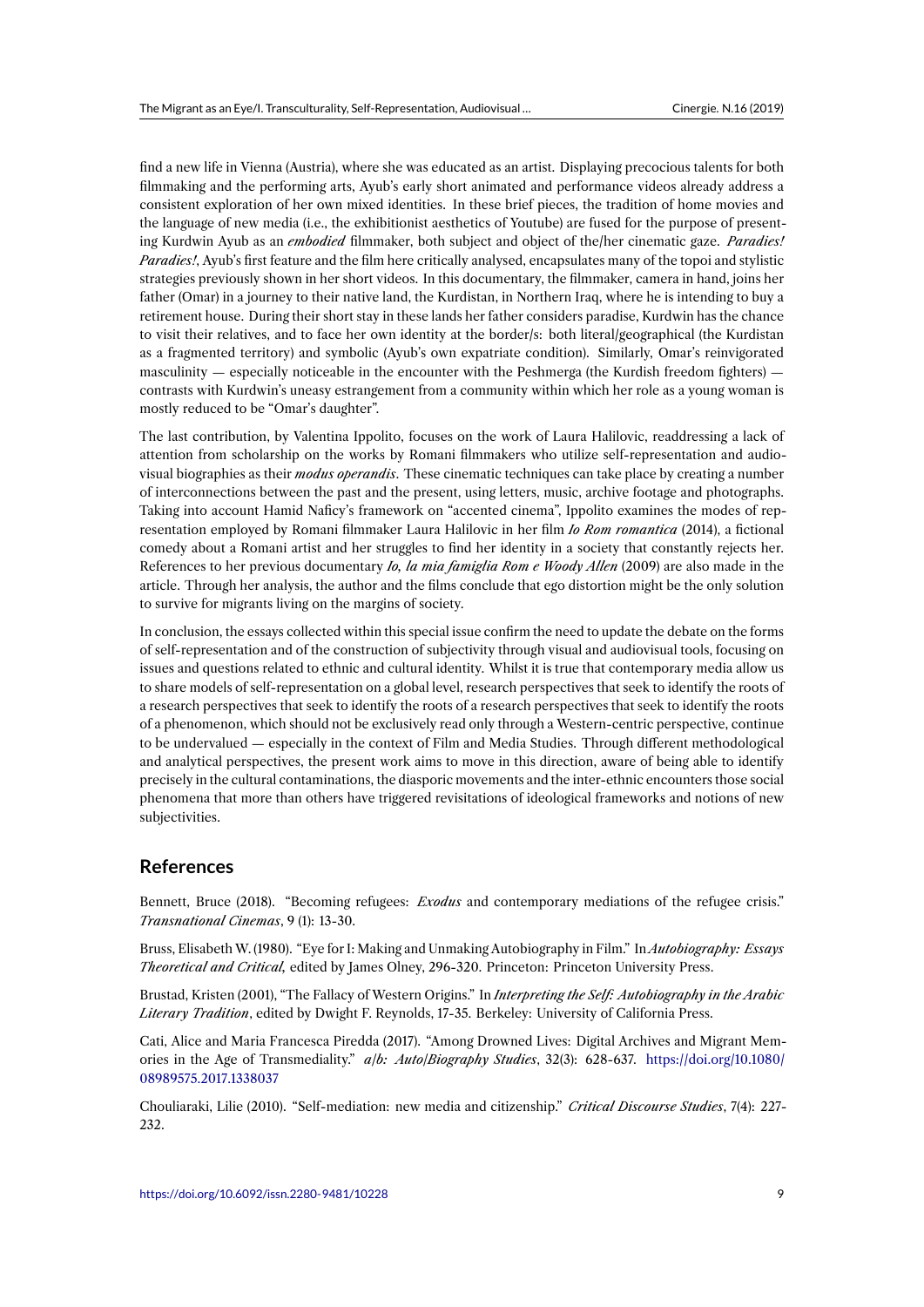find a new life in Vienna (Austria), where she was educated as an artist. Displaying precocious talents for both filmmaking and the performing arts, Ayub's early short animated and performance videos already address a consistent exploration of her own mixed identities. In these brief pieces, the tradition of home movies and the language of new media (i.e., the exhibitionist aesthetics of Youtube) are fused for the purpose of presenting Kurdwin Ayub as an *embodied* filmmaker, both subject and object of the/her cinematic gaze. *Paradies! Paradies!*, Ayub's first feature and the film here critically analysed, encapsulates many of the topoi and stylistic strategies previously shown in her short videos. In this documentary, the filmmaker, camera in hand, joins her father (Omar) in a journey to their native land, the Kurdistan, in Northern Iraq, where he is intending to buy a retirement house. During their short stay in these lands her father considers paradise, Kurdwin has the chance to visit their relatives, and to face her own identity at the border/s: both literal/geographical (the Kurdistan as a fragmented territory) and symbolic (Ayub's own expatriate condition). Similarly, Omar's reinvigorated masculinity — especially noticeable in the encounter with the Peshmerga (the Kurdish freedom fighters) — contrasts with Kurdwin's uneasy estrangement from a community within which her role as a young woman is mostly reduced to be "Omar's daughter".

The last contribution, by Valentina Ippolito, focuses on the work of Laura Halilovic, readdressing a lack of attention from scholarship on the works by Romani filmmakers who utilize self-representation and audiovisual biographies as their *modus operandis*. These cinematic techniques can take place by creating a number of interconnections between the past and the present, using letters, music, archive footage and photographs. Taking into account Hamid Naficy's framework on "accented cinema", Ippolito examines the modes of representation employed by Romani filmmaker Laura Halilovic in her film *Io Rom romantica* (2014), a fictional comedy about a Romani artist and her struggles to find her identity in a society that constantly rejects her. References to her previous documentary *Io, la mia famiglia Rom e Woody Allen* (2009) are also made in the article. Through her analysis, the author and the films conclude that ego distortion might be the only solution to survive for migrants living on the margins of society.

In conclusion, the essays collected within this special issue confirm the need to update the debate on the forms of self-representation and of the construction of subjectivity through visual and audiovisual tools, focusing on issues and questions related to ethnic and cultural identity. Whilst it is true that contemporary media allow us to share models of self-representation on a global level, research perspectives that seek to identify the roots of a research perspectives that seek to identify the roots of a research perspectives that seek to identify the roots of a phenomenon, which should not be exclusively read only through a Western-centric perspective, continue to be undervalued — especially in the context of Film and Media Studies. Through different methodological and analytical perspectives, the present work aims to move in this direction, aware of being able to identify precisely in the cultural contaminations, the diasporic movements and the inter-ethnic encounters those social phenomena that more than others have triggered revisitations of ideological frameworks and notions of new subjectivities.

## References

Bennett, Bruce (2018). "Becoming refugees: *Exodus* and contemporary mediations of the refugee crisis." *Transnational Cinemas*, 9 (1): 13-30.

Bruss, Elisabeth W. (1980). "Eye for I: Making and Unmaking Autobiography in Film." In *Autobiography: Essays Theoretical and Critical*, edited by James Olney, 296-320. Princeton: Princeton University Press.

Brustad, Kristen (2001), "The Fallacy of Western Origins." In *Interpreting the Self: Autobiography in the Arabic Literary Tradition*, edited by Dwight F. Reynolds, 17-35. Berkeley: University of California Press.

Cati, Alice and Maria Francesca Piredda (2017). "Among Drowned Lives: Digital Archives and Migrant Memories in the Age of Transmediality." *a/b: Auto/Biography Studies*, 32(3): 628-637. https://doi.org/10.1080/08989575.2017.1338037

Chouliaraki, Lilie (2010). "Self-mediation: new media and citizenship." *Critical Discourse Studies*, 7(4): 227-232.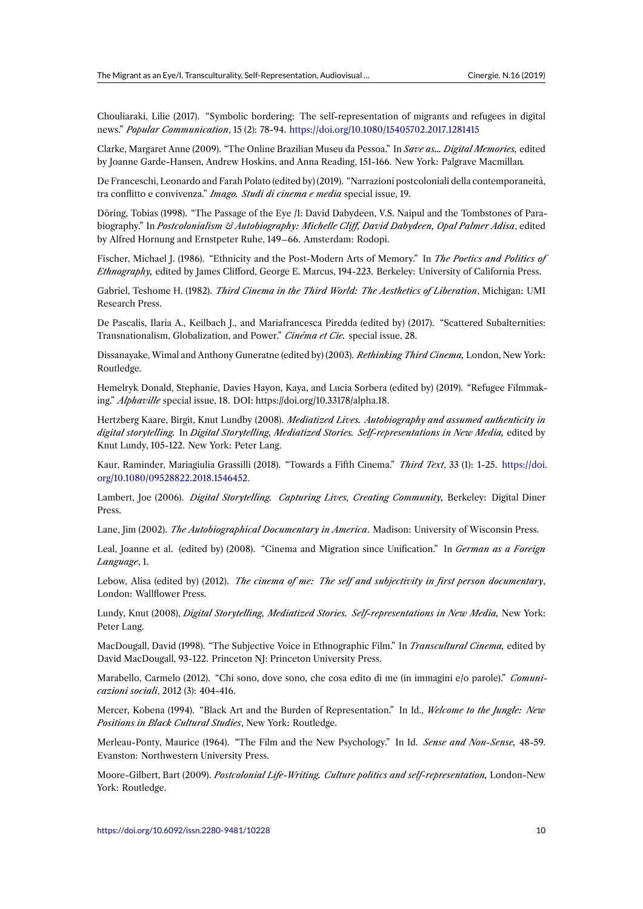Chouliaraki, Lilie (2017). "Symbolic bordering: The self-representation of migrants and refugees in digital news." *Popular Communication*, 15 (2): 78-94. https://doi.org/10.1080/15405702.2017.1281415

Clarke, Margaret Anne (2009). "The Online Brazilian Museu da Pessoa." In *Save as... Digital Memories*, edited by Joanne Garde-Hansen, Andrew Hoskins, and Anna Reading, 151-166. New York: Palgrave Macmillan.

De Franceschi, Leonardo and Farah Polato (edited by) (2019). "Narrazioni postcoloniali della contemporaneità, tra conflitto e convivenza." *Imago. Studi di cinema e media* special issue, 19.

Döring, Tobias (1998). "The Passage of the Eye /I: David Dabydeen, V.S. Naipul and the Tombstones of Parabiography." In *Postcolonialism & Autobiography: Michelle Cliff, David Dabydeen, Opal Palmer Adisa*, edited by Alfred Hornung and Ernstpeter Ruhe, 149–66. Amsterdam: Rodopi.

Fischer, Michael J. (1986). "Ethnicity and the Post-Modern Arts of Memory." In *The Poetics and Politics of Ethnography*, edited by James Clifford, George E. Marcus, 194-223. Berkeley: University of California Press.

Gabriel, Teshome H. (1982). *Third Cinema in the Third World: The Aesthetics of Liberation*, Michigan: UMI Research Press.

De Pascalis, Ilaria A., Keilbach J., and Mariafrancesca Piredda (edited by) (2017). "Scattered Subalternities: Transnationalism, Globalization, and Power." *Cinéma et Cie.* special issue, 28.

Dissanayake, Wimal and Anthony Guneratne (edited by) (2003). *Rethinking Third Cinema*, London, New York: Routledge.

Hemelryk Donald, Stephanie, Davies Hayon, Kaya, and Lucia Sorbera (edited by) (2019). "Refugee Filmmaking." *Alphaville* special issue, 18. DOI: https://doi.org/10.33178/alpha.18.

Hertzberg Kaare, Birgit, Knut Lundby (2008). *Mediatized Lives. Autobiography and assumed authenticity in digital storytelling.* In *Digital Storytelling, Mediatized Stories. Self-representations in New Media*, edited by Knut Lundy, 105-122. New York: Peter Lang.

Kaur, Raminder, Mariagiulia Grassilli (2018). "Towards a Fifth Cinema." *Third Text*, 33 (1): 1-25. https://doi.org/10.1080/09528822.2018.1546452.

Lambert, Joe (2006). *Digital Storytelling. Capturing Lives, Creating Community*, Berkeley: Digital Diner Press.

Lane, Jim (2002). *The Autobiographical Documentary in America*. Madison: University of Wisconsin Press.

Leal, Joanne et al. (edited by) (2008). "Cinema and Migration since Unification." In *German as a Foreign Language*, 1.

Lebow, Alisa (edited by) (2012). *The cinema of me: The self and subjectivity in first person documentary*, London: Wallflower Press.

Lundy, Knut (2008), *Digital Storytelling, Mediatized Stories. Self-representations in New Media*, New York: Peter Lang.

MacDougall, David (1998). "The Subjective Voice in Ethnographic Film." In *Transcultural Cinema*, edited by David MacDougall, 93-122. Princeton NJ: Princeton University Press.

Marabello, Carmelo (2012). "Chi sono, dove sono, che cosa edito di me (in immagini e/o parole)." *Comunicazioni sociali*, 2012 (3): 404-416.

Mercer, Kobena (1994). "Black Art and the Burden of Representation." In Id., *Welcome to the Jungle: New Positions in Black Cultural Studies*, New York: Routledge.

Merleau-Ponty, Maurice (1964). "The Film and the New Psychology." In Id. *Sense and Non-Sense*, 48-59. Evanston: Northwestern University Press.

Moore-Gilbert, Bart (2009). *Postcolonial Life-Writing. Culture politics and self-representation*, London-New York: Routledge.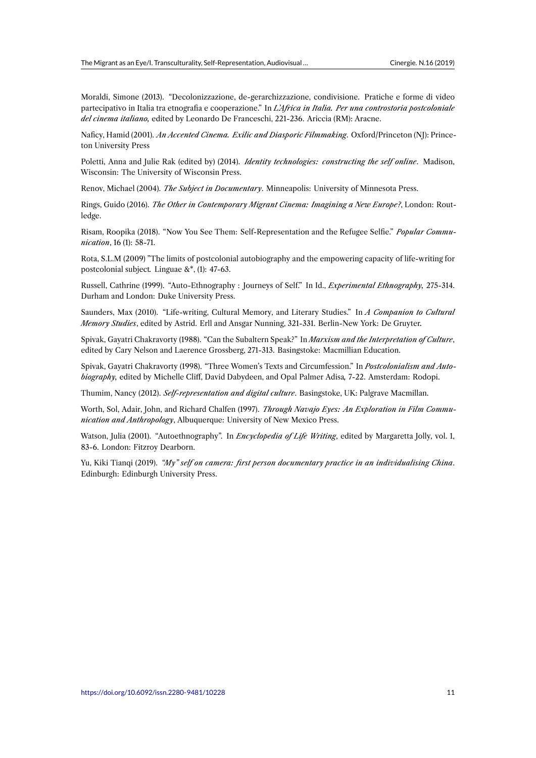Moraldi, Simone (2013). "Decolonizzazione, de-gerarchizzazione, condivisione. Pratiche e forme di video partecipativo in Italia tra etnografia e cooperazione." In *L'Africa in Italia. Per una controstoria postcoloniale del cinema italiano*, edited by Leonardo De Franceschi, 221-236. Ariccia (RM): Aracne.

Naficy, Hamid (2001). *An Accented Cinema. Exilic and Diasporic Filmmaking*. Oxford/Princeton (NJ): Princeton University Press

Poletti, Anna and Julie Rak (edited by) (2014). *Identity technologies: constructing the self online*. Madison, Wisconsin: The University of Wisconsin Press.

Renov, Michael (2004). *The Subject in Documentary*. Minneapolis: University of Minnesota Press.

Rings, Guido (2016). *The Other in Contemporary Migrant Cinema: Imagining a New Europe?*, London: Routledge.

Risam, Roopika (2018). "Now You See Them: Self-Representation and the Refugee Selfie." *Popular Communication*, 16 (1): 58-71.

Rota, S.L.M (2009) "The limits of postcolonial autobiography and the empowering capacity of life-writing for postcolonial subject. Linguae &*, (1): 47-63.

Russell, Cathrine (1999). "Auto-Ethnography : Journeys of Self." In Id., *Experimental Ethnography*, 275-314. Durham and London: Duke University Press.

Saunders, Max (2010). "Life-writing, Cultural Memory, and Literary Studies." In *A Companion to Cultural Memory Studies*, edited by Astrid. Erll and Ansgar Nunning, 321-331. Berlin-New York: De Gruyter.

Spivak, Gayatri Chakravorty (1988). "Can the Subaltern Speak?" In *Marxism and the Interpretation of Culture*, edited by Cary Nelson and Laerence Grossberg, 271-313. Basingstoke: Macmillian Education.

Spivak, Gayatri Chakravorty (1998). "Three Women's Texts and Circumfession." In *Postcolonialism and Autobiography*, edited by Michelle Cliff, David Dabydeen, and Opal Palmer Adisa, 7-22. Amsterdam: Rodopi.

Thumim, Nancy (2012). *Self-representation and digital culture*. Basingstoke, UK: Palgrave Macmillan.

Worth, Sol, Adair, John, and Richard Chalfen (1997). *Through Navajo Eyes: An Exploration in Film Communication and Anthropology*, Albuquerque: University of New Mexico Press.

Watson, Julia (2001). "Autoethnography". In *Encyclopedia of Life Writing*, edited by Margaretta Jolly, vol. 1, 83-6. London: Fitzroy Dearborn.

Yu, Kiki Tianqi (2019). *"My" self on camera: first person documentary practice in an individualising China*. Edinburgh: Edinburgh University Press.